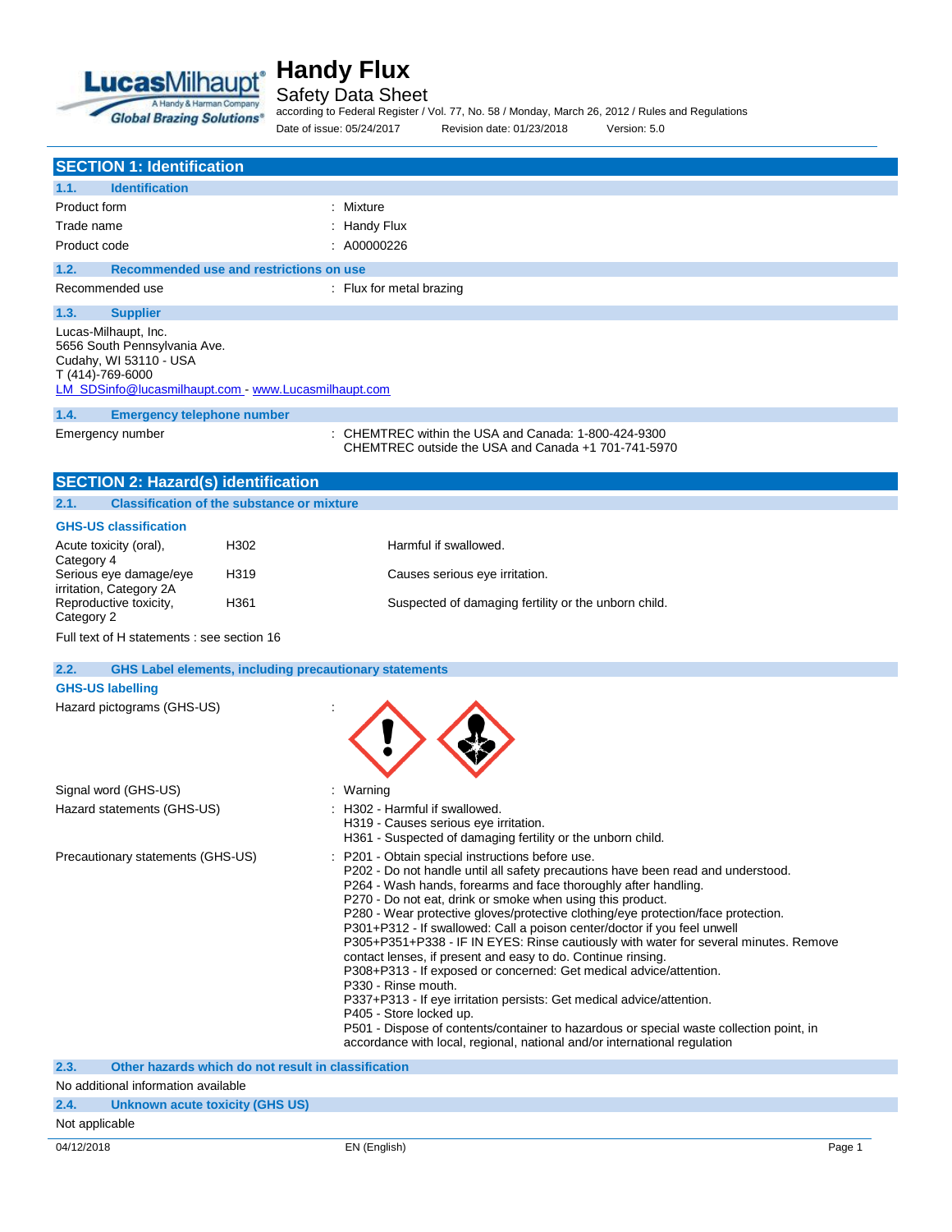# Handy Flux

Safety Data Sheet

according to Federal Register / Vol. 77, No. 58 / Monday, March 26, 2012 / Rules and Regulations

Date of issue: 05/24/2017 Revision date: 01/23/2018 Version: 5.0

## SECTION 1: Identification

### 1.1. Identification

| | |
|---|---|
| Product form | : Mixture |
| Trade name | : Handy Flux |
| Product code | : A00000226 |

### 1.2. Recommended use and restrictions on use

| | |
|---|---|
| Recommended use | : Flux for metal brazing |

### 1.3. Supplier

Lucas-Milhaupt, Inc.
5656 South Pennsylvania Ave.
Cudahy, WI 53110 - USA
T (414)-769-6000
LM_SDSinfo@lucasmilhaupt.com - www.Lucasmilhaupt.com

### 1.4. Emergency telephone number

| | |
|---|---|
| Emergency number | : CHEMTREC within the USA and Canada: 1-800-424-9300<br>CHEMTREC outside the USA and Canada +1 701-741-5970 |

## SECTION 2: Hazard(s) identification

### 2.1. Classification of the substance or mixture

**GHS-US classification**

| | | |
|---|---|---|
| Acute toxicity (oral), Category 4 | H302 | Harmful if swallowed. |
| Serious eye damage/eye irritation, Category 2A | H319 | Causes serious eye irritation. |
| Reproductive toxicity, Category 2 | H361 | Suspected of damaging fertility or the unborn child. |

Full text of H statements : see section 16

### 2.2. GHS Label elements, including precautionary statements

**GHS-US labelling**

Hazard pictograms (GHS-US) :

Signal word (GHS-US) : Warning

Hazard statements (GHS-US) :
- H302 - Harmful if swallowed.
- H319 - Causes serious eye irritation.
- H361 - Suspected of damaging fertility or the unborn child.

Precautionary statements (GHS-US) :
- P201 - Obtain special instructions before use.
- P202 - Do not handle until all safety precautions have been read and understood.
- P264 - Wash hands, forearms and face thoroughly after handling.
- P270 - Do not eat, drink or smoke when using this product.
- P280 - Wear protective gloves/protective clothing/eye protection/face protection.
- P301+P312 - If swallowed: Call a poison center/doctor if you feel unwell
- P305+P351+P338 - IF IN EYES: Rinse cautiously with water for several minutes. Remove contact lenses, if present and easy to do. Continue rinsing.
- P308+P313 - If exposed or concerned: Get medical advice/attention.
- P330 - Rinse mouth.
- P337+P313 - If eye irritation persists: Get medical advice/attention.
- P405 - Store locked up.
- P501 - Dispose of contents/container to hazardous or special waste collection point, in accordance with local, regional, national and/or international regulation

### 2.3. Other hazards which do not result in classification

No additional information available

### 2.4. Unknown acute toxicity (GHS US)

Not applicable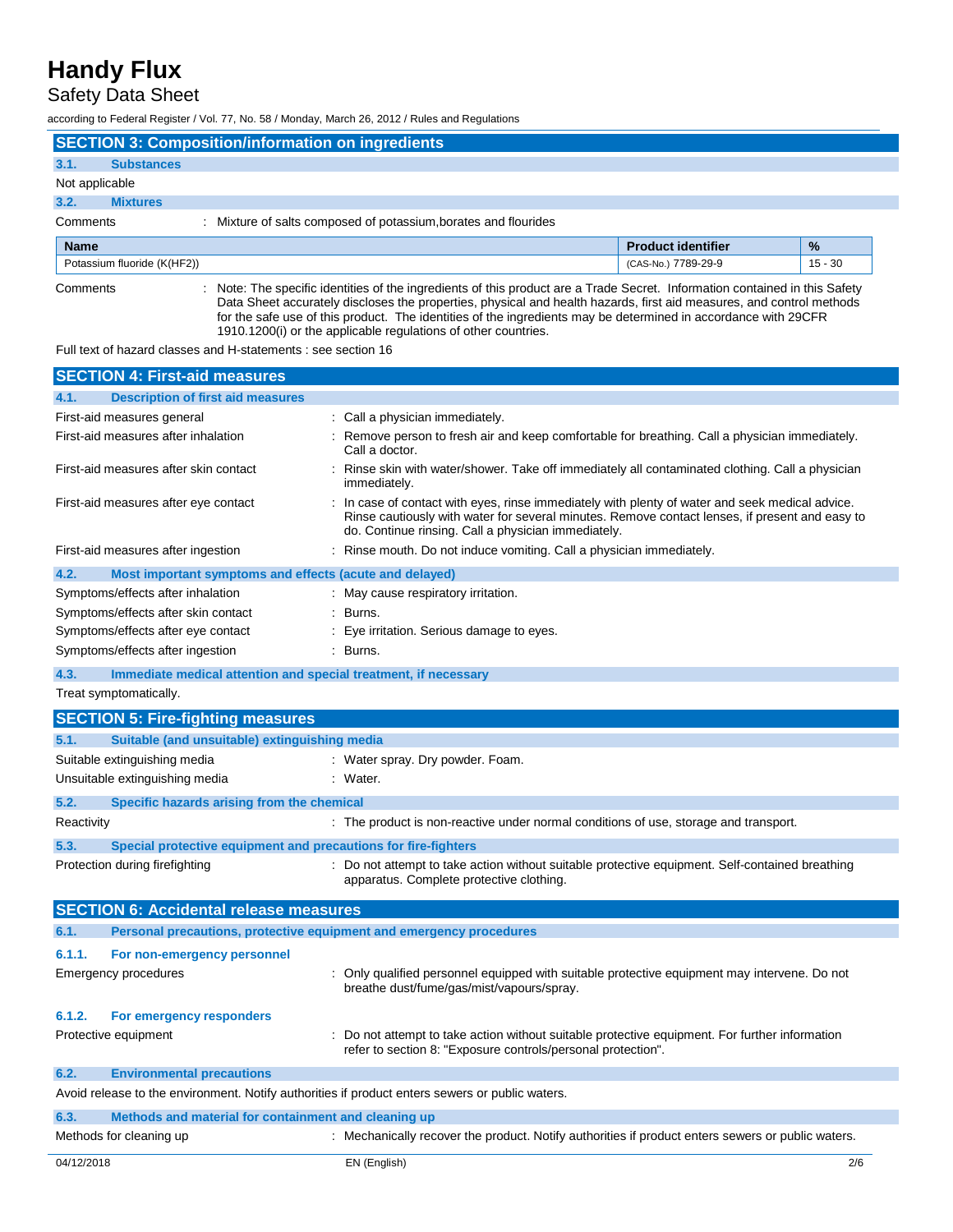## SECTION 3: Composition/information on ingredients

### 3.1. Substances

Not applicable

### 3.2. Mixtures

Comments : Mixture of salts composed of potassium,borates and flourides

| Name | Product identifier | % |
| --- | --- | --- |
| Potassium fluoride (K(HF2)) | (CAS-No.) 7789-29-9 | 15 - 30 |

Comments : Note: The specific identities of the ingredients of this product are a Trade Secret. Information contained in this Safety Data Sheet accurately discloses the properties, physical and health hazards, first aid measures, and control methods for the safe use of this product. The identities of the ingredients may be determined in accordance with 29CFR 1910.1200(i) or the applicable regulations of other countries.

Full text of hazard classes and H-statements : see section 16

## SECTION 4: First-aid measures

### 4.1. Description of first aid measures

First-aid measures general : Call a physician immediately.

First-aid measures after inhalation : Remove person to fresh air and keep comfortable for breathing. Call a physician immediately. Call a doctor.

First-aid measures after skin contact : Rinse skin with water/shower. Take off immediately all contaminated clothing. Call a physician immediately.

First-aid measures after eye contact : In case of contact with eyes, rinse immediately with plenty of water and seek medical advice. Rinse cautiously with water for several minutes. Remove contact lenses, if present and easy to do. Continue rinsing. Call a physician immediately.

First-aid measures after ingestion : Rinse mouth. Do not induce vomiting. Call a physician immediately.

### 4.2. Most important symptoms and effects (acute and delayed)

Symptoms/effects after inhalation : May cause respiratory irritation.

Symptoms/effects after skin contact : Burns.

Symptoms/effects after eye contact : Eye irritation. Serious damage to eyes.

Symptoms/effects after ingestion : Burns.

### 4.3. Immediate medical attention and special treatment, if necessary

Treat symptomatically.

## SECTION 5: Fire-fighting measures

### 5.1. Suitable (and unsuitable) extinguishing media

Suitable extinguishing media : Water spray. Dry powder. Foam.

Unsuitable extinguishing media : Water.

### 5.2. Specific hazards arising from the chemical

Reactivity : The product is non-reactive under normal conditions of use, storage and transport.

### 5.3. Special protective equipment and precautions for fire-fighters

Protection during firefighting : Do not attempt to take action without suitable protective equipment. Self-contained breathing apparatus. Complete protective clothing.

## SECTION 6: Accidental release measures

### 6.1. Personal precautions, protective equipment and emergency procedures

#### 6.1.1. For non-emergency personnel

Emergency procedures : Only qualified personnel equipped with suitable protective equipment may intervene. Do not breathe dust/fume/gas/mist/vapours/spray.

#### 6.1.2. For emergency responders

Protective equipment : Do not attempt to take action without suitable protective equipment. For further information refer to section 8: "Exposure controls/personal protection".

### 6.2. Environmental precautions

Avoid release to the environment. Notify authorities if product enters sewers or public waters.

### 6.3. Methods and material for containment and cleaning up

Methods for cleaning up : Mechanically recover the product. Notify authorities if product enters sewers or public waters.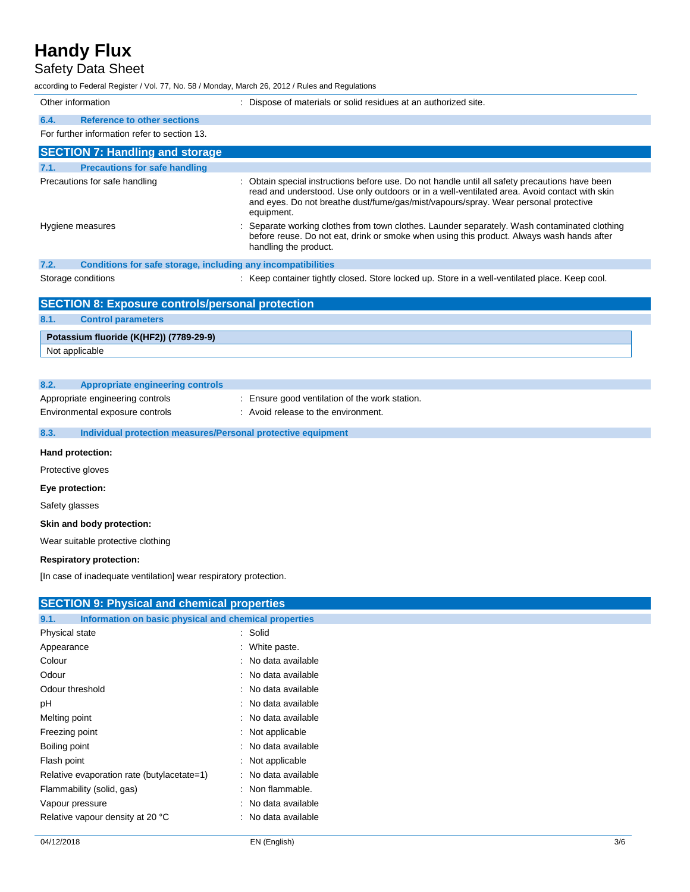| | |
|---|---|
| Other information | : Dispose of materials or solid residues at an authorized site. |

### 6.4. Reference to other sections

For further information refer to section 13.

## SECTION 7: Handling and storage

### 7.1. Precautions for safe handling

| | |
|---|---|
| Precautions for safe handling | : Obtain special instructions before use. Do not handle until all safety precautions have been read and understood. Use only outdoors or in a well-ventilated area. Avoid contact with skin and eyes. Do not breathe dust/fume/gas/mist/vapours/spray. Wear personal protective equipment. |
| Hygiene measures | : Separate working clothes from town clothes. Launder separately. Wash contaminated clothing before reuse. Do not eat, drink or smoke when using this product. Always wash hands after handling the product. |

### 7.2. Conditions for safe storage, including any incompatibilities

| | |
|---|---|
| Storage conditions | : Keep container tightly closed. Store locked up. Store in a well-ventilated place. Keep cool. |

## SECTION 8: Exposure controls/personal protection

### 8.1. Control parameters

| Potassium fluoride (K(HF2)) (7789-29-9) |
|---|
| Not applicable |

### 8.2. Appropriate engineering controls

| | |
|---|---|
| Appropriate engineering controls | : Ensure good ventilation of the work station. |
| Environmental exposure controls | : Avoid release to the environment. |

### 8.3. Individual protection measures/Personal protective equipment

**Hand protection:**

Protective gloves

**Eye protection:**

Safety glasses

**Skin and body protection:**

Wear suitable protective clothing

**Respiratory protection:**

[In case of inadequate ventilation] wear respiratory protection.

## SECTION 9: Physical and chemical properties

### 9.1. Information on basic physical and chemical properties

| | |
|---|---|
| Physical state | : Solid |
| Appearance | : White paste. |
| Colour | : No data available |
| Odour | : No data available |
| Odour threshold | : No data available |
| pH | : No data available |
| Melting point | : No data available |
| Freezing point | : Not applicable |
| Boiling point | : No data available |
| Flash point | : Not applicable |
| Relative evaporation rate (butylacetate=1) | : No data available |
| Flammability (solid, gas) | : Non flammable. |
| Vapour pressure | : No data available |
| Relative vapour density at 20 °C | : No data available |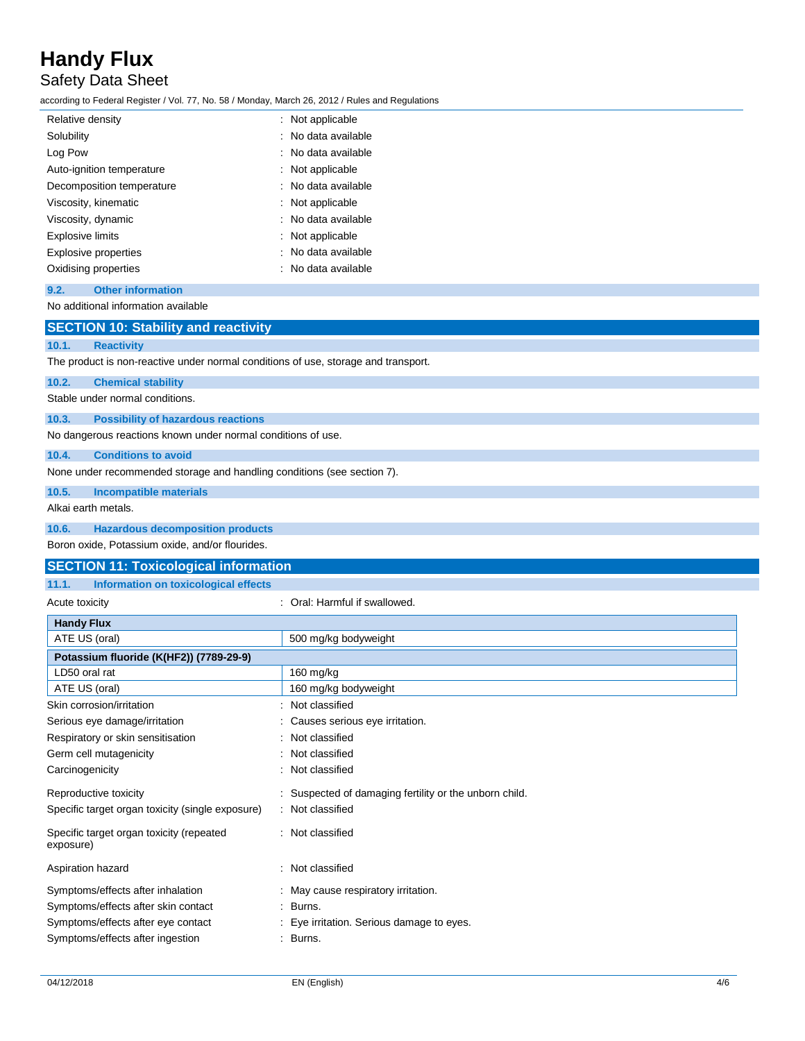| | |
|---|---|
| Relative density | : Not applicable |
| Solubility | : No data available |
| Log Pow | : No data available |
| Auto-ignition temperature | : Not applicable |
| Decomposition temperature | : No data available |
| Viscosity, kinematic | : Not applicable |
| Viscosity, dynamic | : No data available |
| Explosive limits | : Not applicable |
| Explosive properties | : No data available |
| Oxidising properties | : No data available |

### 9.2. Other information

No additional information available

## SECTION 10: Stability and reactivity

### 10.1. Reactivity

The product is non-reactive under normal conditions of use, storage and transport.

### 10.2. Chemical stability

Stable under normal conditions.

### 10.3. Possibility of hazardous reactions

No dangerous reactions known under normal conditions of use.

### 10.4. Conditions to avoid

None under recommended storage and handling conditions (see section 7).

### 10.5. Incompatible materials

Alkai earth metals.

### 10.6. Hazardous decomposition products

Boron oxide, Potassium oxide, and/or flourides.

## SECTION 11: Toxicological information

### 11.1. Information on toxicological effects

Acute toxicity : Oral: Harmful if swallowed.

| **Handy Flux** | |
|---|---|
| ATE US (oral) | 500 mg/kg bodyweight |
| **Potassium fluoride (K(HF2)) (7789-29-9)** | |
| LD50 oral rat | 160 mg/kg |
| ATE US (oral) | 160 mg/kg bodyweight |

| | |
|---|---|
| Skin corrosion/irritation | : Not classified |
| Serious eye damage/irritation | : Causes serious eye irritation. |
| Respiratory or skin sensitisation | : Not classified |
| Germ cell mutagenicity | : Not classified |
| Carcinogenicity | : Not classified |
| Reproductive toxicity | : Suspected of damaging fertility or the unborn child. |
| Specific target organ toxicity (single exposure) | : Not classified |
| Specific target organ toxicity (repeated exposure) | : Not classified |
| Aspiration hazard | : Not classified |
| Symptoms/effects after inhalation | : May cause respiratory irritation. |
| Symptoms/effects after skin contact | : Burns. |
| Symptoms/effects after eye contact | : Eye irritation. Serious damage to eyes. |
| Symptoms/effects after ingestion | : Burns. |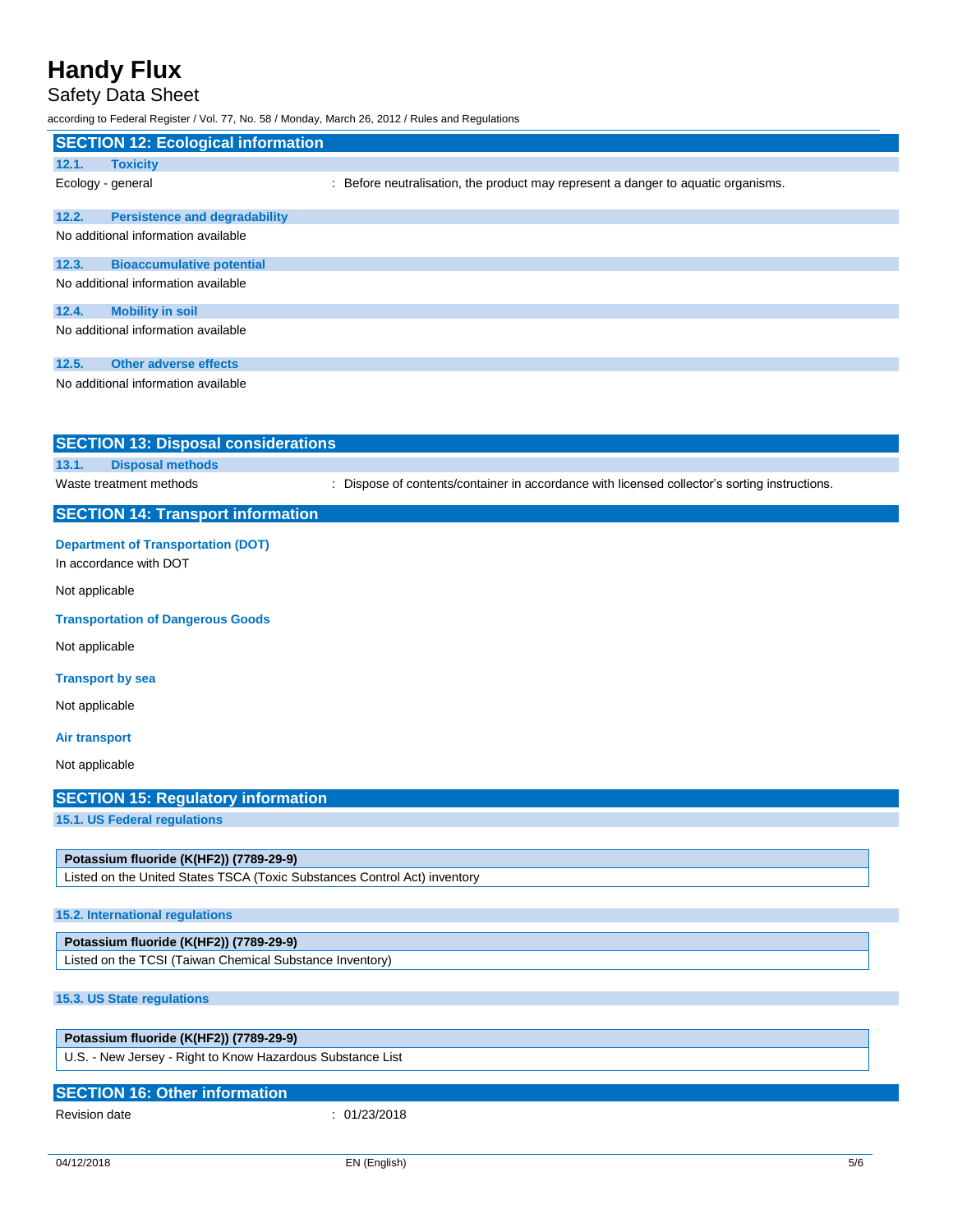## SECTION 12: Ecological information

### 12.1. Toxicity

Ecology - general : Before neutralisation, the product may represent a danger to aquatic organisms.

### 12.2. Persistence and degradability

No additional information available

### 12.3. Bioaccumulative potential

No additional information available

### 12.4. Mobility in soil

No additional information available

### 12.5. Other adverse effects

No additional information available

## SECTION 13: Disposal considerations

### 13.1. Disposal methods

Waste treatment methods : Dispose of contents/container in accordance with licensed collector's sorting instructions.

## SECTION 14: Transport information

**Department of Transportation (DOT)**

In accordance with DOT

Not applicable

**Transportation of Dangerous Goods**

Not applicable

**Transport by sea**

Not applicable

**Air transport**

Not applicable

## SECTION 15: Regulatory information

### 15.1. US Federal regulations

| Potassium fluoride (K(HF2)) (7789-29-9) |
|---|
| Listed on the United States TSCA (Toxic Substances Control Act) inventory |

### 15.2. International regulations

| Potassium fluoride (K(HF2)) (7789-29-9) |
|---|
| Listed on the TCSI (Taiwan Chemical Substance Inventory) |

### 15.3. US State regulations

| Potassium fluoride (K(HF2)) (7789-29-9) |
|---|
| U.S. - New Jersey - Right to Know Hazardous Substance List |

## SECTION 16: Other information

Revision date : 01/23/2018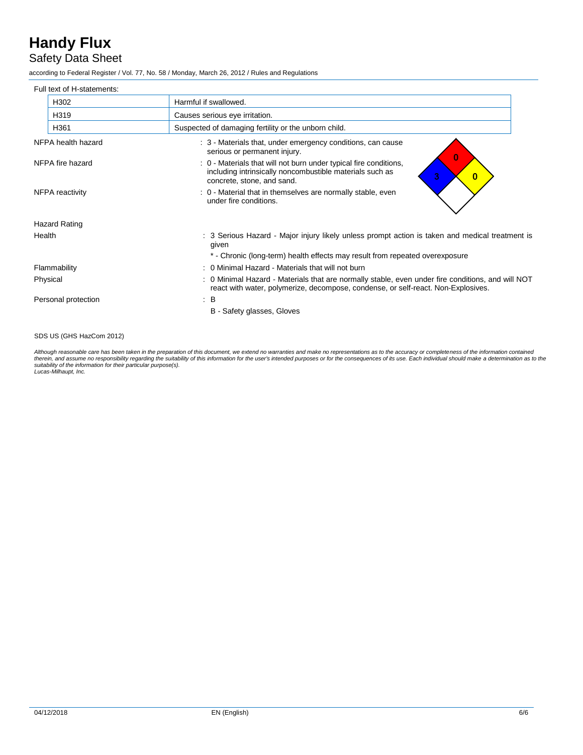# Handy Flux

## Safety Data Sheet

according to Federal Register / Vol. 77, No. 58 / Monday, March 26, 2012 / Rules and Regulations

Full text of H-statements:

| | |
|---|---|
| H302 | Harmful if swallowed. |
| H319 | Causes serious eye irritation. |
| H361 | Suspected of damaging fertility or the unborn child. |

NFPA health hazard : 3 - Materials that, under emergency conditions, can cause serious or permanent injury.

NFPA fire hazard : 0 - Materials that will not burn under typical fire conditions, including intrinsically noncombustible materials such as concrete, stone, and sand.

NFPA reactivity : 0 - Material that in themselves are normally stable, even under fire conditions.

0
3
0

Hazard Rating

Health : 3 Serious Hazard - Major injury likely unless prompt action is taken and medical treatment is given

* - Chronic (long-term) health effects may result from repeated overexposure

Flammability : 0 Minimal Hazard - Materials that will not burn

Physical : 0 Minimal Hazard - Materials that are normally stable, even under fire conditions, and will NOT react with water, polymerize, decompose, condense, or self-react. Non-Explosives.

Personal protection : B

B - Safety glasses, Gloves

SDS US (GHS HazCom 2012)

*Although reasonable care has been taken in the preparation of this document, we extend no warranties and make no representations as to the accuracy or completeness of the information contained therein, and assume no responsibility regarding the suitability of this information for the user's intended purposes or for the consequences of its use. Each individual should make a determination as to the suitability of the information for their particular purpose(s).*
*Lucas-Milhaupt, Inc.*

04/12/2018 EN (English)